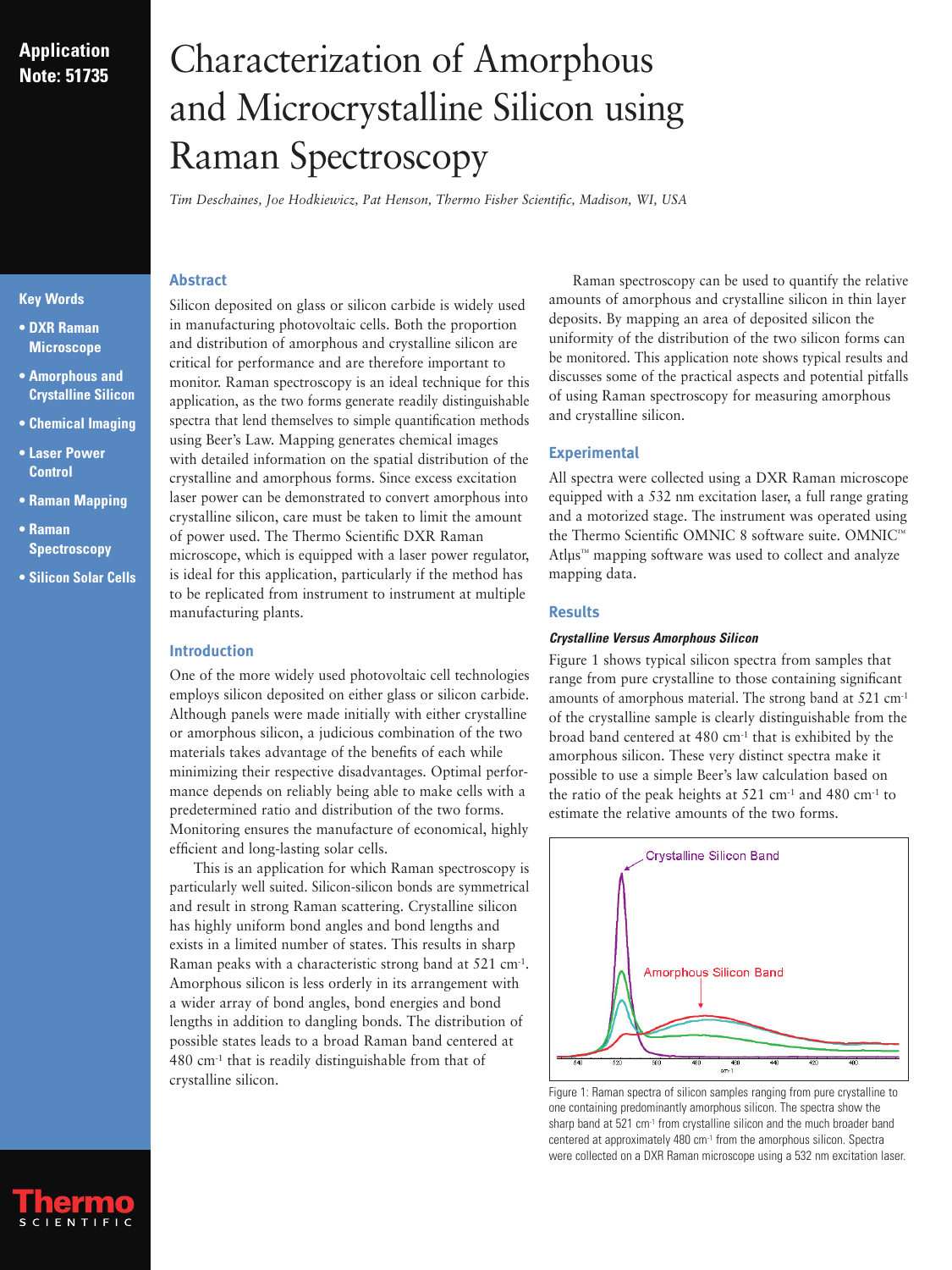Application Note: 51735

# Characterization of Amorphous and Microcrystalline Silicon using Raman Spectroscopy

*Tim Deschaines, Joe Hodkiewicz, Pat Henson, Thermo Fisher Scientific, Madison, WI, USA*

**Key Words**

- **DXR Raman Microscope**
- **Amorphous and Crystalline Silicon**
- **Chemical Imaging**
- **Laser Power Control**
- **Raman Mapping**
- **Raman Spectroscopy**
- **Silicon Solar Cells**

## Abstract

Silicon deposited on glass or silicon carbide is widely used in manufacturing photovoltaic cells. Both the proportion and distribution of amorphous and crystalline silicon are critical for performance and are therefore important to monitor. Raman spectroscopy is an ideal technique for this application, as the two forms generate readily distinguishable spectra that lend themselves to simple quantification methods using Beer's Law. Mapping generates chemical images with detailed information on the spatial distribution of the crystalline and amorphous forms. Since excess excitation laser power can be demonstrated to convert amorphous into crystalline silicon, care must be taken to limit the amount of power used. The Thermo Scientific DXR Raman microscope, which is equipped with a laser power regulator, is ideal for this application, particularly if the method has to be replicated from instrument to instrument at multiple manufacturing plants.

## Introduction

One of the more widely used photovoltaic cell technologies employs silicon deposited on either glass or silicon carbide. Although panels were made initially with either crystalline or amorphous silicon, a judicious combination of the two materials takes advantage of the benefits of each while minimizing their respective disadvantages. Optimal performance depends on reliably being able to make cells with a predetermined ratio and distribution of the two forms. Monitoring ensures the manufacture of economical, highly efficient and long-lasting solar cells.

This is an application for which Raman spectroscopy is particularly well suited. Silicon-silicon bonds are symmetrical and result in strong Raman scattering. Crystalline silicon has highly uniform bond angles and bond lengths and exists in a limited number of states. This results in sharp Raman peaks with a characteristic strong band at 521 $cm^{-1}$. Amorphous silicon is less orderly in its arrangement with a wider array of bond angles, bond energies and bond lengths in addition to dangling bonds. The distribution of possible states leads to a broad Raman band centered at 480 $cm^{-1}$ that is readily distinguishable from that of crystalline silicon.

Raman spectroscopy can be used to quantify the relative amounts of amorphous and crystalline silicon in thin layer deposits. By mapping an area of deposited silicon the uniformity of the distribution of the two silicon forms can be monitored. This application note shows typical results and discusses some of the practical aspects and potential pitfalls of using Raman spectroscopy for measuring amorphous and crystalline silicon.

## Experimental

All spectra were collected using a DXR Raman microscope equipped with a 532 nm excitation laser, a full range grating and a motorized stage. The instrument was operated using the Thermo Scientific OMNIC 8 software suite. OMNIC™ Atlμs™ mapping software was used to collect and analyze mapping data.

## Results

### *Crystalline Versus Amorphous Silicon*

Figure 1 shows typical silicon spectra from samples that range from pure crystalline to those containing significant amounts of amorphous material. The strong band at 521 $cm^{-1}$ of the crystalline sample is clearly distinguishable from the broad band centered at 480 $cm^{-1}$ that is exhibited by the amorphous silicon. These very distinct spectra make it possible to use a simple Beer's law calculation based on the ratio of the peak heights at 521 $cm^{-1}$ and 480 $cm^{-1}$ to estimate the relative amounts of the two forms.

Figure 1: Raman spectra of silicon samples ranging from pure crystalline to one containing predominantly amorphous silicon. The spectra show the sharp band at 521 $cm^{-1}$ from crystalline silicon and the much broader band centered at approximately 480 $cm^{-1}$ from the amorphous silicon. Spectra were collected on a DXR Raman microscope using a 532 nm excitation laser.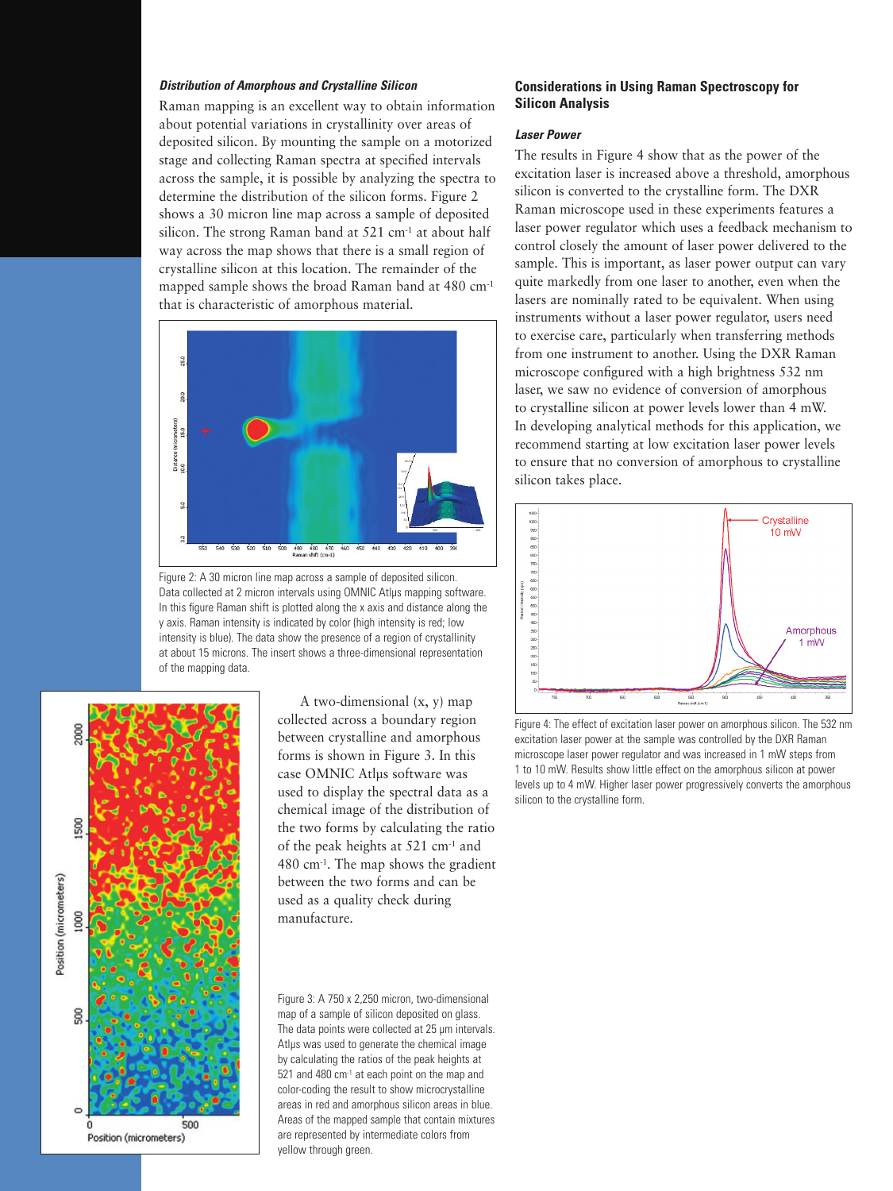### *Distribution of Amorphous and Crystalline Silicon*

Raman mapping is an excellent way to obtain information about potential variations in crystallinity over areas of deposited silicon. By mounting the sample on a motorized stage and collecting Raman spectra at specified intervals across the sample, it is possible by analyzing the spectra to determine the distribution of the silicon forms. Figure 2 shows a 30 micron line map across a sample of deposited silicon. The strong Raman band at 521 $cm^{-1}$ at about half way across the map shows that there is a small region of crystalline silicon at this location. The remainder of the mapped sample shows the broad Raman band at 480 $cm^{-1}$ that is characteristic of amorphous material.

Figure 2: A 30 micron line map across a sample of deposited silicon. Data collected at 2 micron intervals using OMNIC Atlμs mapping software. In this figure Raman shift is plotted along the x axis and distance along the y axis. Raman intensity is indicated by color (high intensity is red; low intensity is blue). The data show the presence of a region of crystallinity at about 15 microns. The insert shows a three-dimensional representation of the mapping data.

A two-dimensional (x, y) map collected across a boundary region between crystalline and amorphous forms is shown in Figure 3. In this case OMNIC Atlμs software was used to display the spectral data as a chemical image of the distribution of the two forms by calculating the ratio of the peak heights at 521 $cm^{-1}$ and 480 $cm^{-1}$. The map shows the gradient between the two forms and can be used as a quality check during manufacture.

Figure 3: A 750 x 2,250 micron, two-dimensional map of a sample of silicon deposited on glass. The data points were collected at 25 μm intervals. Atlμs was used to generate the chemical image by calculating the ratios of the peak heights at 521 and 480 $cm^{-1}$ at each point on the map and color-coding the result to show microcrystalline areas in red and amorphous silicon areas in blue. Areas of the mapped sample that contain mixtures are represented by intermediate colors from yellow through green.

## Considerations in Using Raman Spectroscopy for Silicon Analysis

### *Laser Power*

The results in Figure 4 show that as the power of the excitation laser is increased above a threshold, amorphous silicon is converted to the crystalline form. The DXR Raman microscope used in these experiments features a laser power regulator which uses a feedback mechanism to control closely the amount of laser power delivered to the sample. This is important, as laser power output can vary quite markedly from one laser to another, even when the lasers are nominally rated to be equivalent. When using instruments without a laser power regulator, users need to exercise care, particularly when transferring methods from one instrument to another. Using the DXR Raman microscope configured with a high brightness 532 nm laser, we saw no evidence of conversion of amorphous to crystalline silicon at power levels lower than 4 mW. In developing analytical methods for this application, we recommend starting at low excitation laser power levels to ensure that no conversion of amorphous to crystalline silicon takes place.

Figure 4: The effect of excitation laser power on amorphous silicon. The 532 nm excitation laser power at the sample was controlled by the DXR Raman microscope laser power regulator and was increased in 1 mW steps from 1 to 10 mW. Results show little effect on the amorphous silicon at power levels up to 4 mW. Higher laser power progressively converts the amorphous silicon to the crystalline form.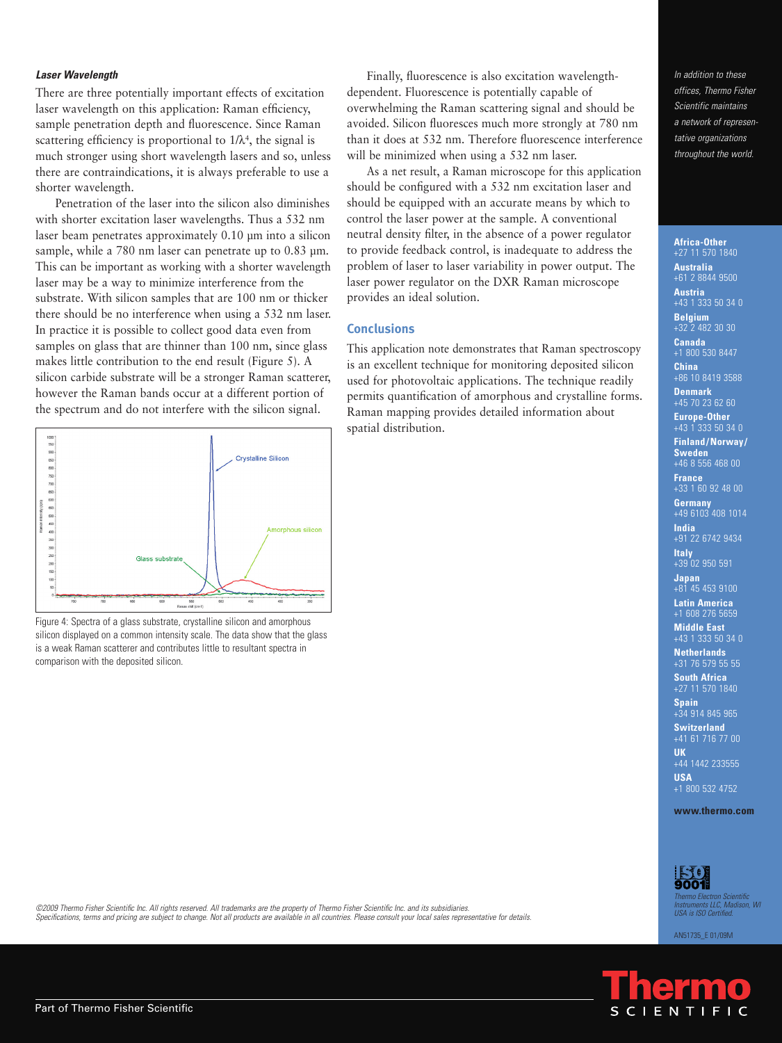### *Laser Wavelength*

There are three potentially important effects of excitation laser wavelength on this application: Raman efficiency, sample penetration depth and fluorescence. Since Raman scattering efficiency is proportional to $1/\lambda^4$, the signal is much stronger using short wavelength lasers and so, unless there are contraindications, it is always preferable to use a shorter wavelength.

Penetration of the laser into the silicon also diminishes with shorter excitation laser wavelengths. Thus a 532 nm laser beam penetrates approximately 0.10 µm into a silicon sample, while a 780 nm laser can penetrate up to 0.83 µm. This can be important as working with a shorter wavelength laser may be a way to minimize interference from the substrate. With silicon samples that are 100 nm or thicker there should be no interference when using a 532 nm laser. In practice it is possible to collect good data even from samples on glass that are thinner than 100 nm, since glass makes little contribution to the end result (Figure 5). A silicon carbide substrate will be a stronger Raman scatterer, however the Raman bands occur at a different portion of the spectrum and do not interfere with the silicon signal.

Crystalline Silicon

Amorphous silicon

Glass substrate

Raman shift (cm-1)

Figure 4: Spectra of a glass substrate, crystalline silicon and amorphous silicon displayed on a common intensity scale. The data show that the glass is a weak Raman scatterer and contributes little to resultant spectra in comparison with the deposited silicon.

Finally, fluorescence is also excitation wavelength-dependent. Fluorescence is potentially capable of overwhelming the Raman scattering signal and should be avoided. Silicon fluoresces much more strongly at 780 nm than it does at 532 nm. Therefore fluorescence interference will be minimized when using a 532 nm laser.

As a net result, a Raman microscope for this application should be configured with a 532 nm excitation laser and should be equipped with an accurate means by which to control the laser power at the sample. A conventional neutral density filter, in the absence of a power regulator to provide feedback control, is inadequate to address the problem of laser to laser variability in power output. The laser power regulator on the DXR Raman microscope provides an ideal solution.

## Conclusions

This application note demonstrates that Raman spectroscopy is an excellent technique for monitoring deposited silicon used for photovoltaic applications. The technique readily permits quantification of amorphous and crystalline forms. Raman mapping provides detailed information about spatial distribution.

*In addition to these offices, Thermo Fisher Scientific maintains a network of representative organizations throughout the world.*

**Africa-Other**
+27 11 570 1840
**Australia**
+61 2 8844 9500
**Austria**
+43 1 333 50 34 0
**Belgium**
+32 2 482 30 30
**Canada**
+1 800 530 8447
**China**
+86 10 8419 3588
**Denmark**
+45 70 23 62 60
**Europe-Other**
+43 1 333 50 34 0
**Finland/Norway/Sweden**
+46 8 556 468 00
**France**
+33 1 60 92 48 00
**Germany**
+49 6103 408 1014
**India**
+91 22 6742 9434
**Italy**
+39 02 950 591
**Japan**
+81 45 453 9100
**Latin America**
+1 608 276 5659
**Middle East**
+43 1 333 50 34 0
**Netherlands**
+31 76 579 55 55
**South Africa**
+27 11 570 1840
**Spain**
+34 914 845 965
**Switzerland**
+41 61 716 77 00
**UK**
+44 1442 233555
**USA**
+1 800 532 4752

**www.thermo.com**

ISO 9001

*Thermo Electron Scientific Instruments LLC, Madison, WI USA is ISO Certified.*

AN51735_E 01/09M

*©2009 Thermo Fisher Scientific Inc. All rights reserved. All trademarks are the property of Thermo Fisher Scientific Inc. and its subsidiaries. Specifications, terms and pricing are subject to change. Not all products are available in all countries. Please consult your local sales representative for details.*

Part of Thermo Fisher Scientific

Thermo SCIENTIFIC